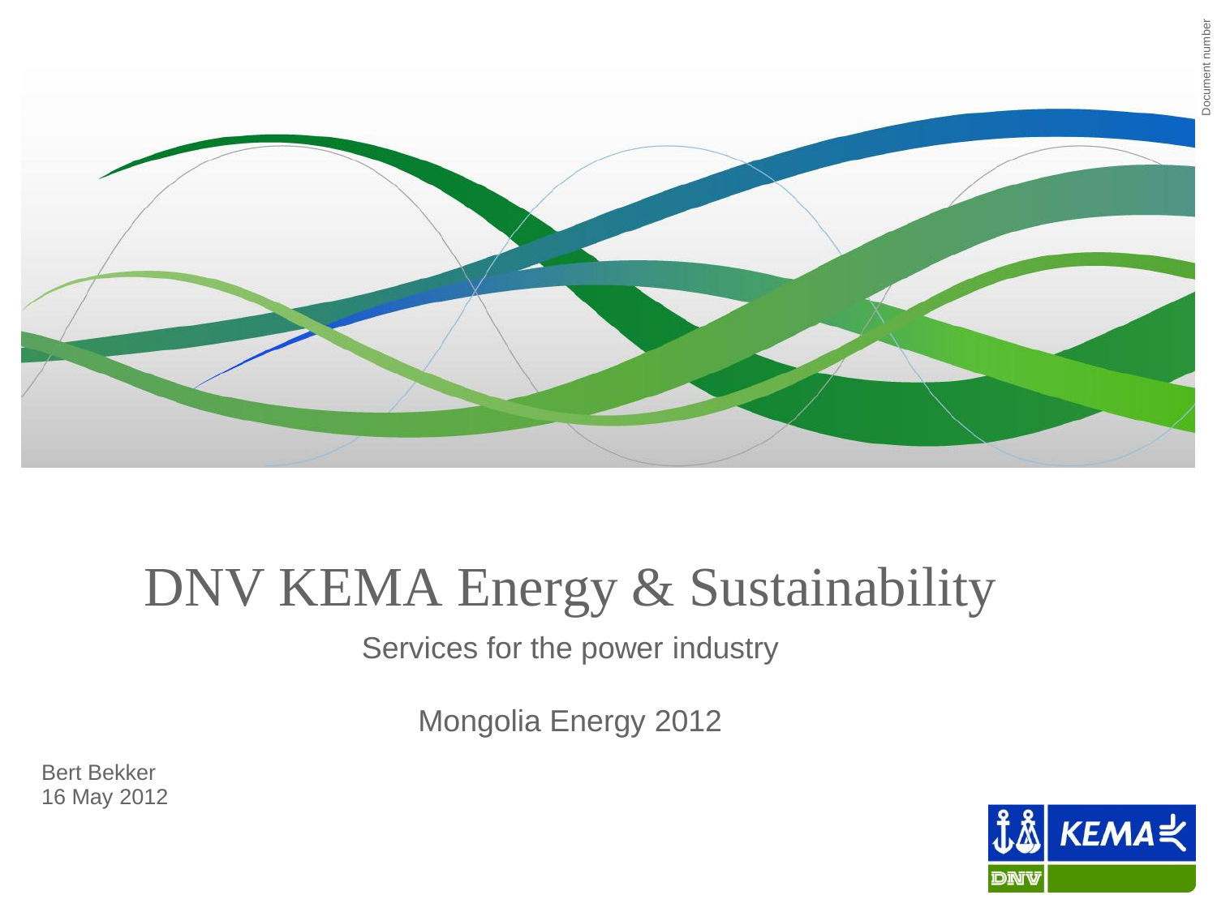# DNV KEMA Energy & Sustainability

Services for the power industry

Mongolia Energy 2012

Bert Bekker
16 May 2012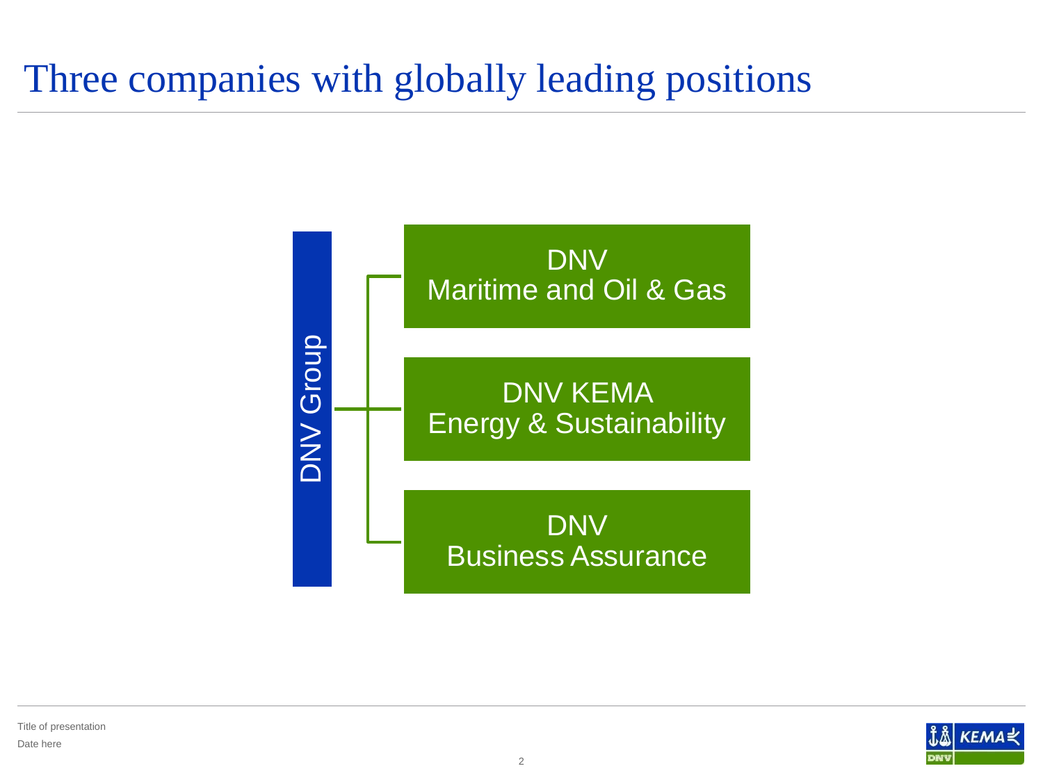# Three companies with globally leading positions

DNV Group

- DNV
  Maritime and Oil & Gas
- DNV KEMA
  Energy & Sustainability
- DNV
  Business Assurance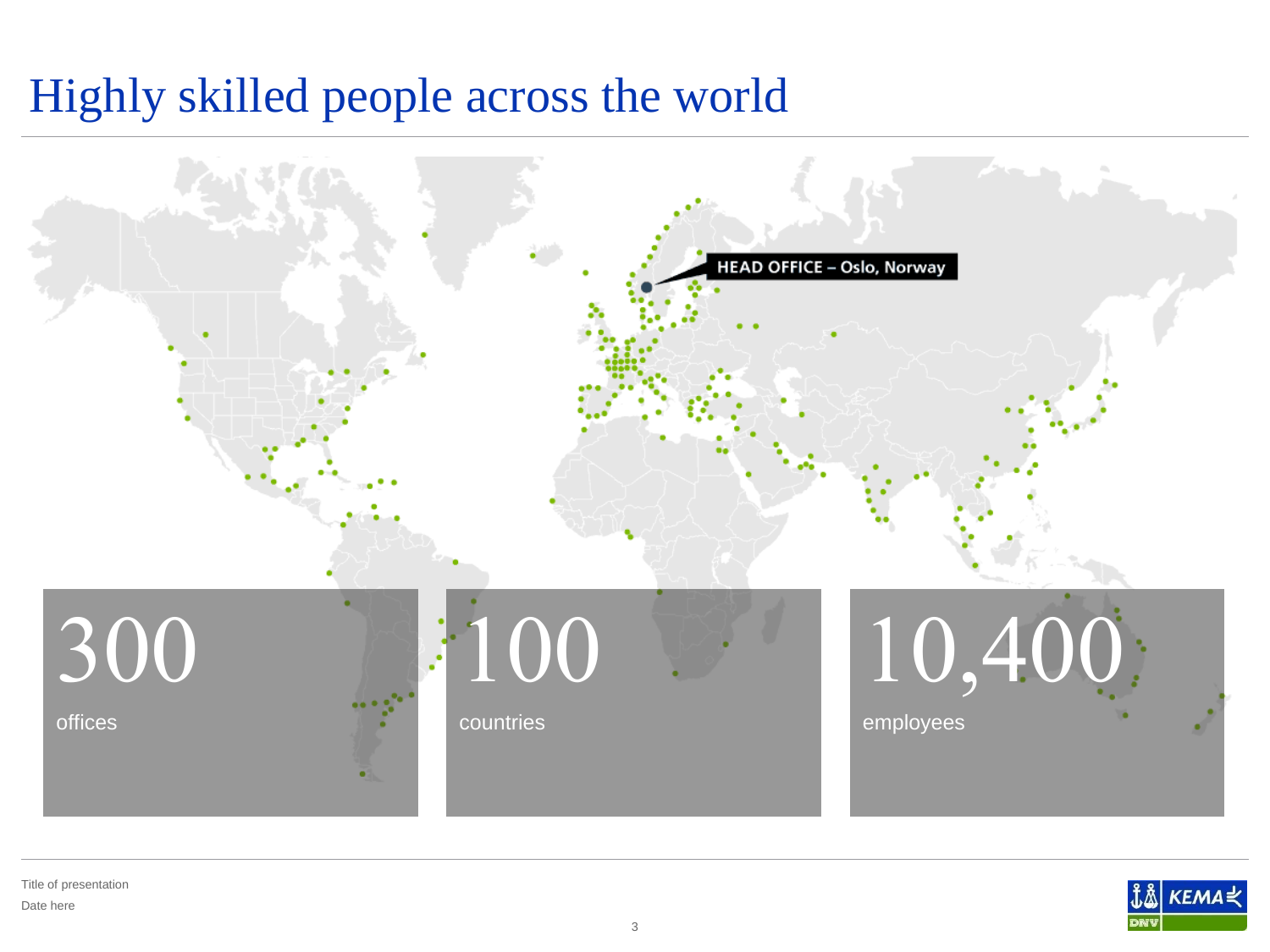# Highly skilled people across the world

HEAD OFFICE – Oslo, Norway

300

offices

100

countries

10,400

employees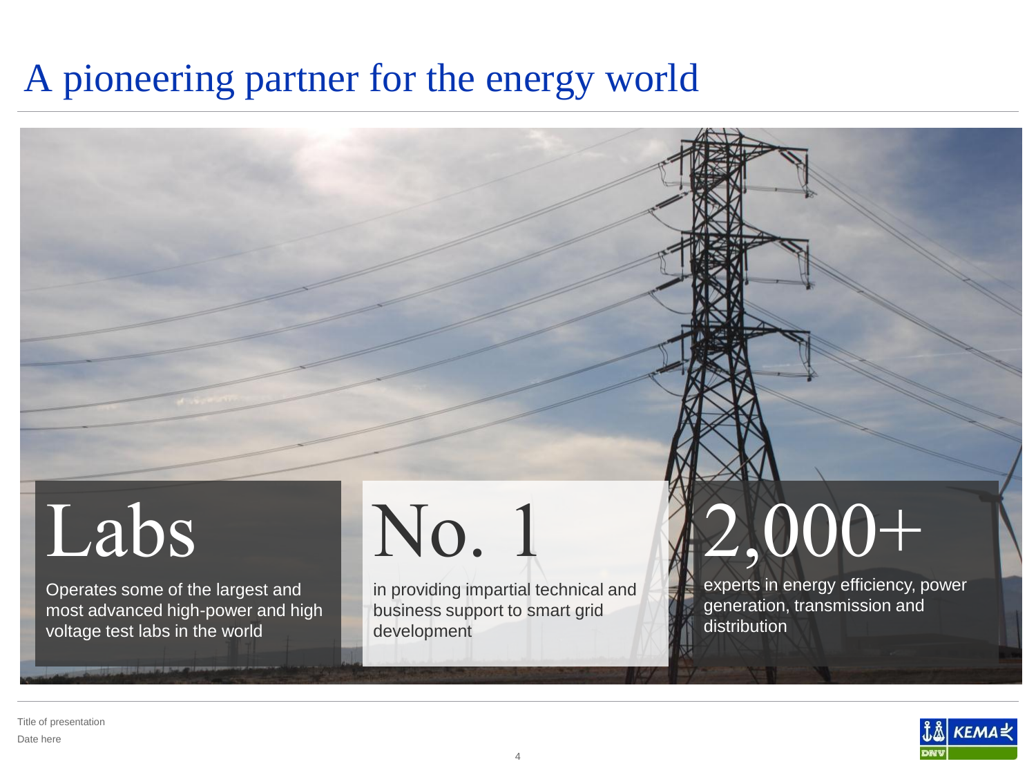# A pioneering partner for the energy world

## Labs

Operates some of the largest and most advanced high-power and high voltage test labs in the world

## No. 1

in providing impartial technical and business support to smart grid development

## 2,000+

experts in energy efficiency, power generation, transmission and distribution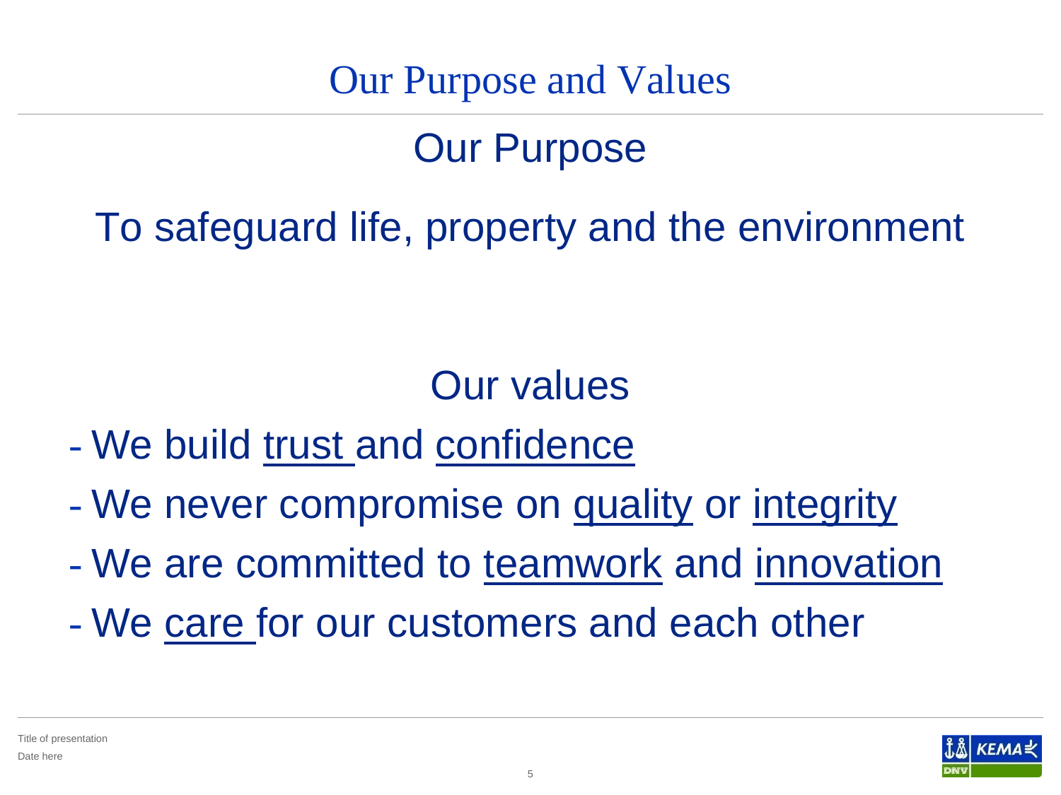# Our Purpose and Values

## Our Purpose

To safeguard life, property and the environment

## Our values

- We build <u>trust</u> and <u>confidence</u>
- We never compromise on <u>quality</u> or <u>integrity</u>
- We are committed to <u>teamwork</u> and <u>innovation</u>
- We <u>care</u> for our customers and each other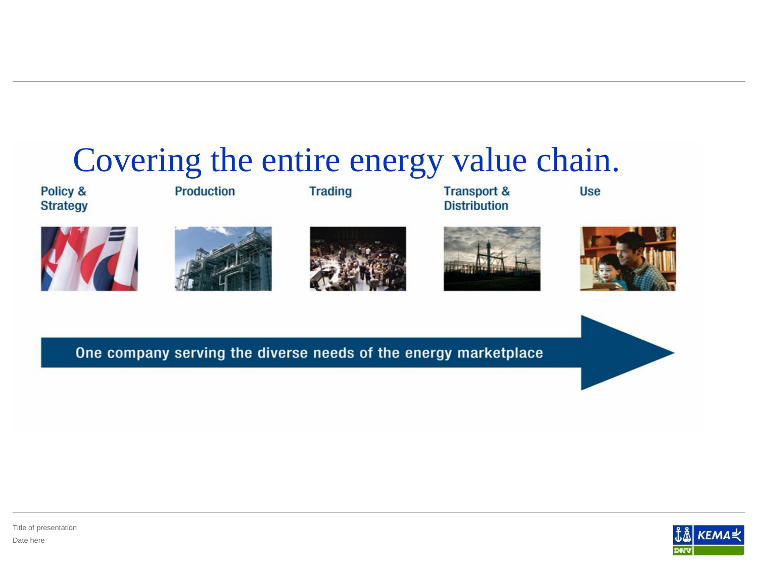# Covering the entire energy value chain.

Policy & Strategy

Production

Trading

Transport & Distribution

Use

One company serving the diverse needs of the energy marketplace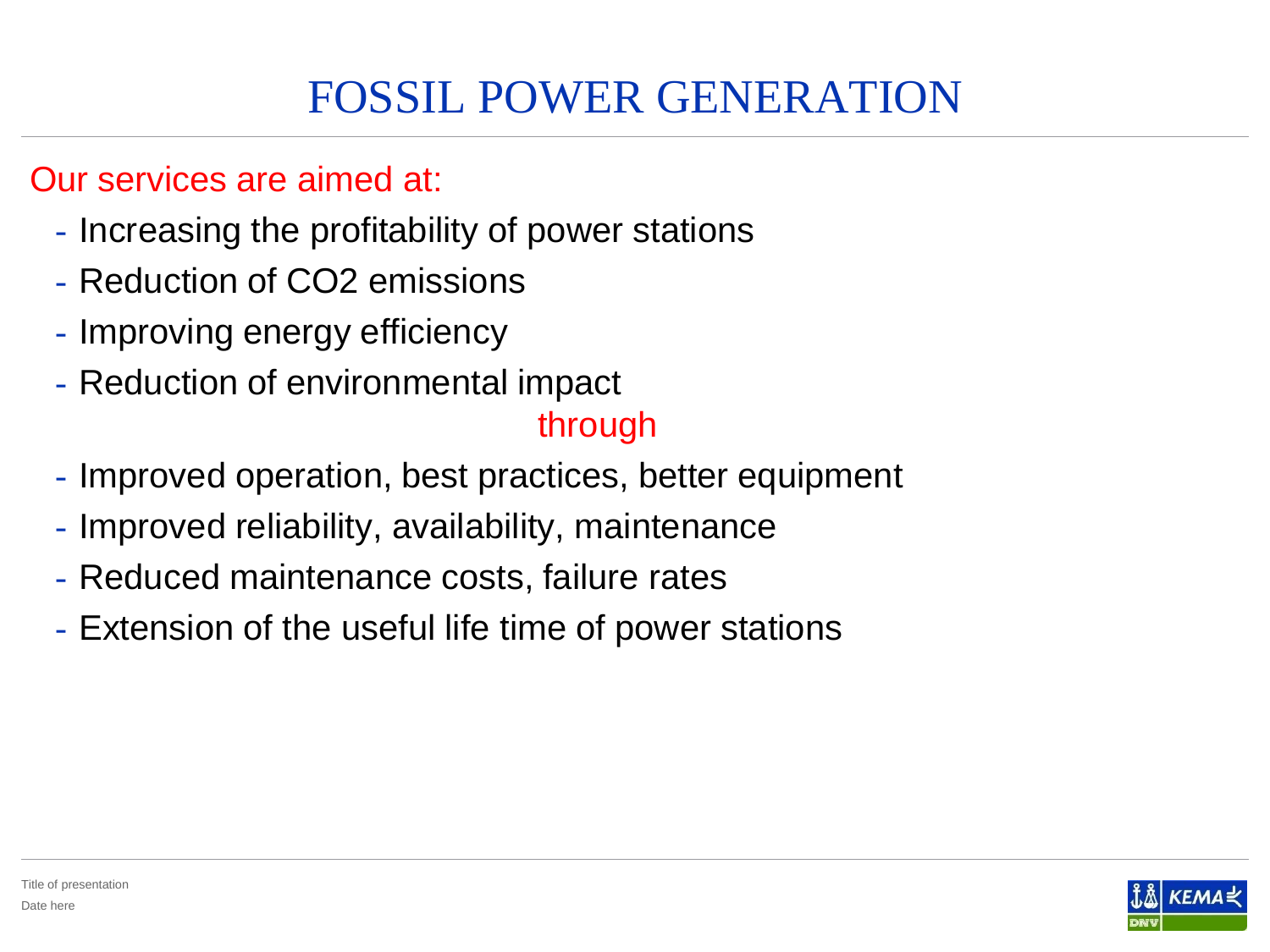# FOSSIL POWER GENERATION

Our services are aimed at:

- Increasing the profitability of power stations
- Reduction of $CO_2$ emissions
- Improving energy efficiency
- Reduction of environmental impact

through

- Improved operation, best practices, better equipment
- Improved reliability, availability, maintenance
- Reduced maintenance costs, failure rates
- Extension of the useful life time of power stations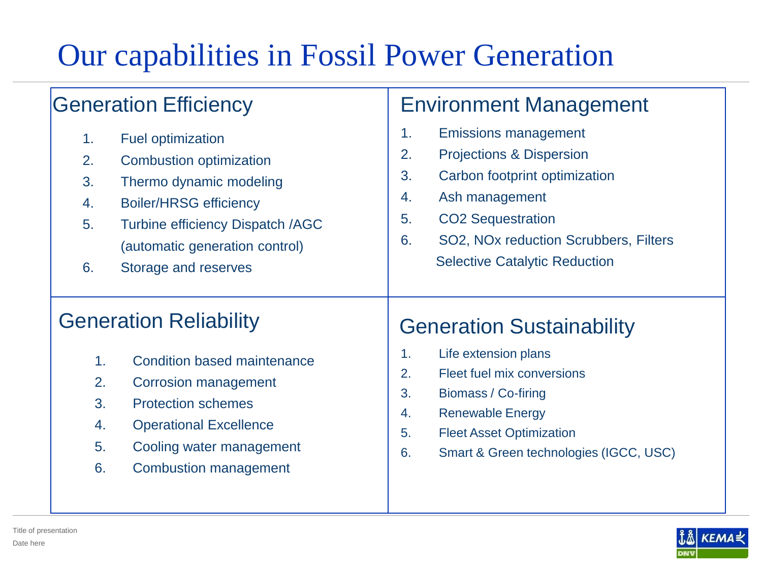# Our capabilities in Fossil Power Generation

## Generation Efficiency

1. Fuel optimization
2. Combustion optimization
3. Thermo dynamic modeling
4. Boiler/HRSG efficiency
5. Turbine efficiency Dispatch /AGC (automatic generation control)
6. Storage and reserves

## Environment Management

1. Emissions management
2. Projections & Dispersion
3. Carbon footprint optimization
4. Ash management
5. $CO_2$ Sequestration
6. $SO_2$, $NO_x$ reduction Scrubbers, Filters Selective Catalytic Reduction

## Generation Reliability

1. Condition based maintenance
2. Corrosion management
3. Protection schemes
4. Operational Excellence
5. Cooling water management
6. Combustion management

## Generation Sustainability

1. Life extension plans
2. Fleet fuel mix conversions
3. Biomass / Co-firing
4. Renewable Energy
5. Fleet Asset Optimization
6. Smart & Green technologies (IGCC, USC)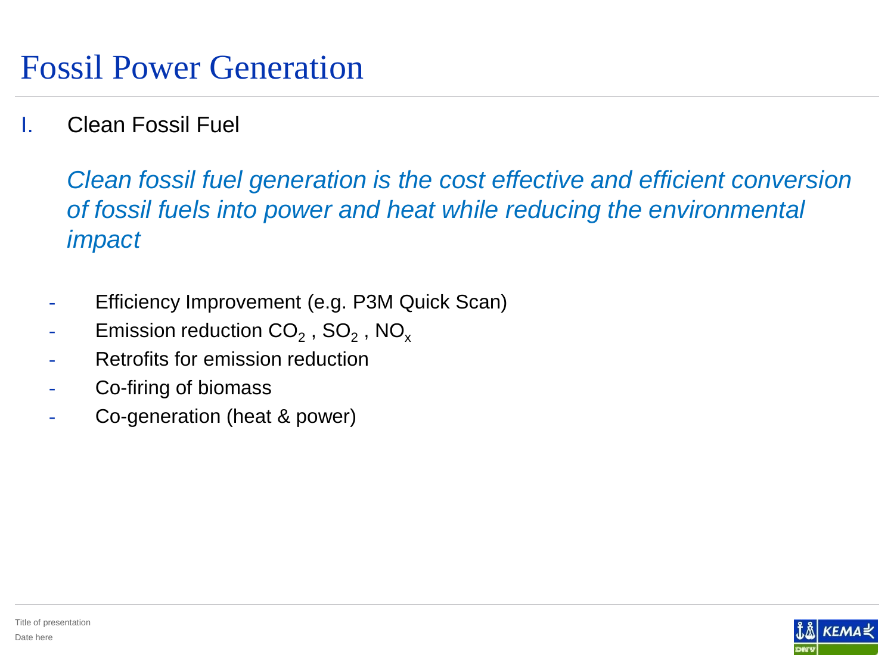# Fossil Power Generation

I. Clean Fossil Fuel

*Clean fossil fuel generation is the cost effective and efficient conversion of fossil fuels into power and heat while reducing the environmental impact*

- Efficiency Improvement (e.g. P3M Quick Scan)
- Emission reduction $CO_2$ , $SO_2$ , $NO_x$
- Retrofits for emission reduction
- Co-firing of biomass
- Co-generation (heat & power)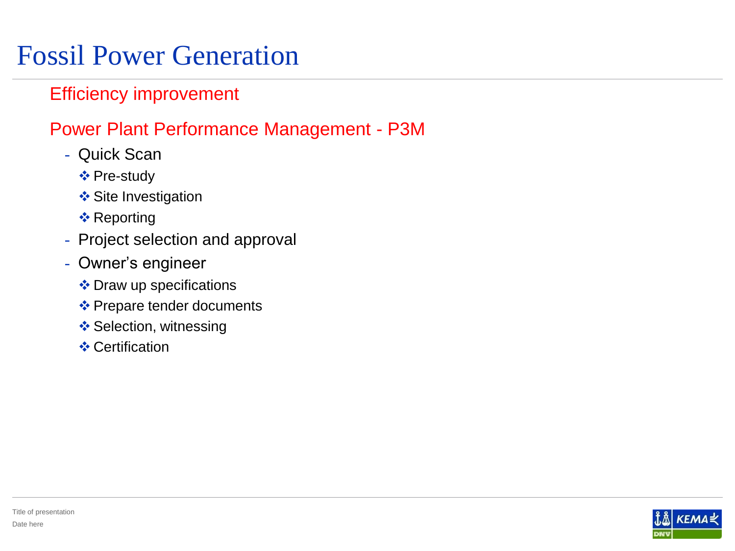# Fossil Power Generation

## Efficiency improvement

## Power Plant Performance Management - P3M

- Quick Scan
  - Pre-study
  - Site Investigation
  - Reporting
- Project selection and approval
- Owner's engineer
  - Draw up specifications
  - Prepare tender documents
  - Selection, witnessing
  - Certification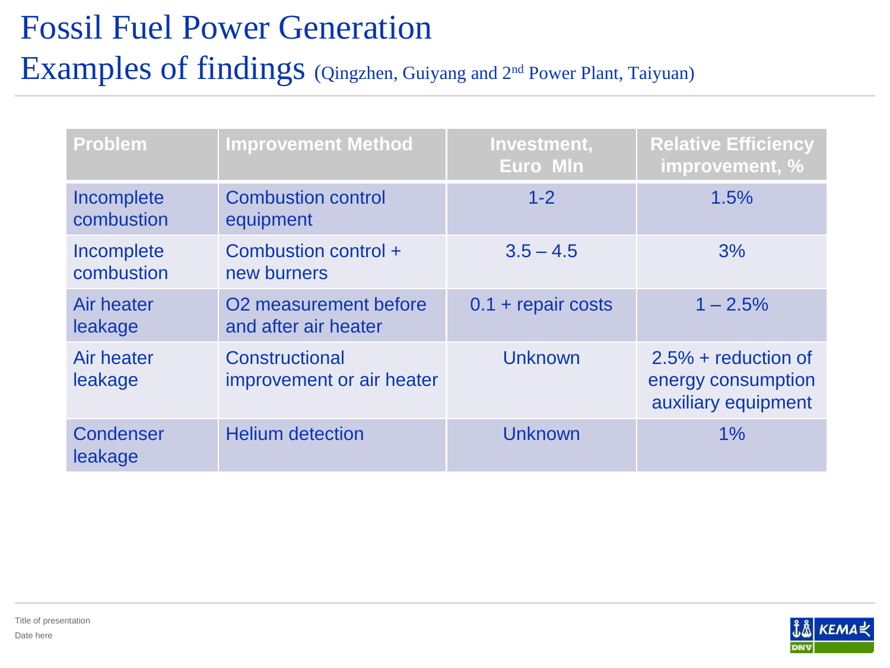# Fossil Fuel Power Generation

## Examples of findings (Qingzhen, Guiyang and 2nd Power Plant, Taiyuan)

| Problem | Improvement Method | Investment, Euro Mln | Relative Efficiency improvement, % |
|---|---|---|---|
| Incomplete combustion | Combustion control equipment | 1-2 | 1.5% |
| Incomplete combustion | Combustion control + new burners | 3.5 – 4.5 | 3% |
| Air heater leakage | O2 measurement before and after air heater | 0.1 + repair costs | 1 – 2.5% |
| Air heater leakage | Constructional improvement or air heater | Unknown | 2.5% + reduction of energy consumption auxiliary equipment |
| Condenser leakage | Helium detection | Unknown | 1% |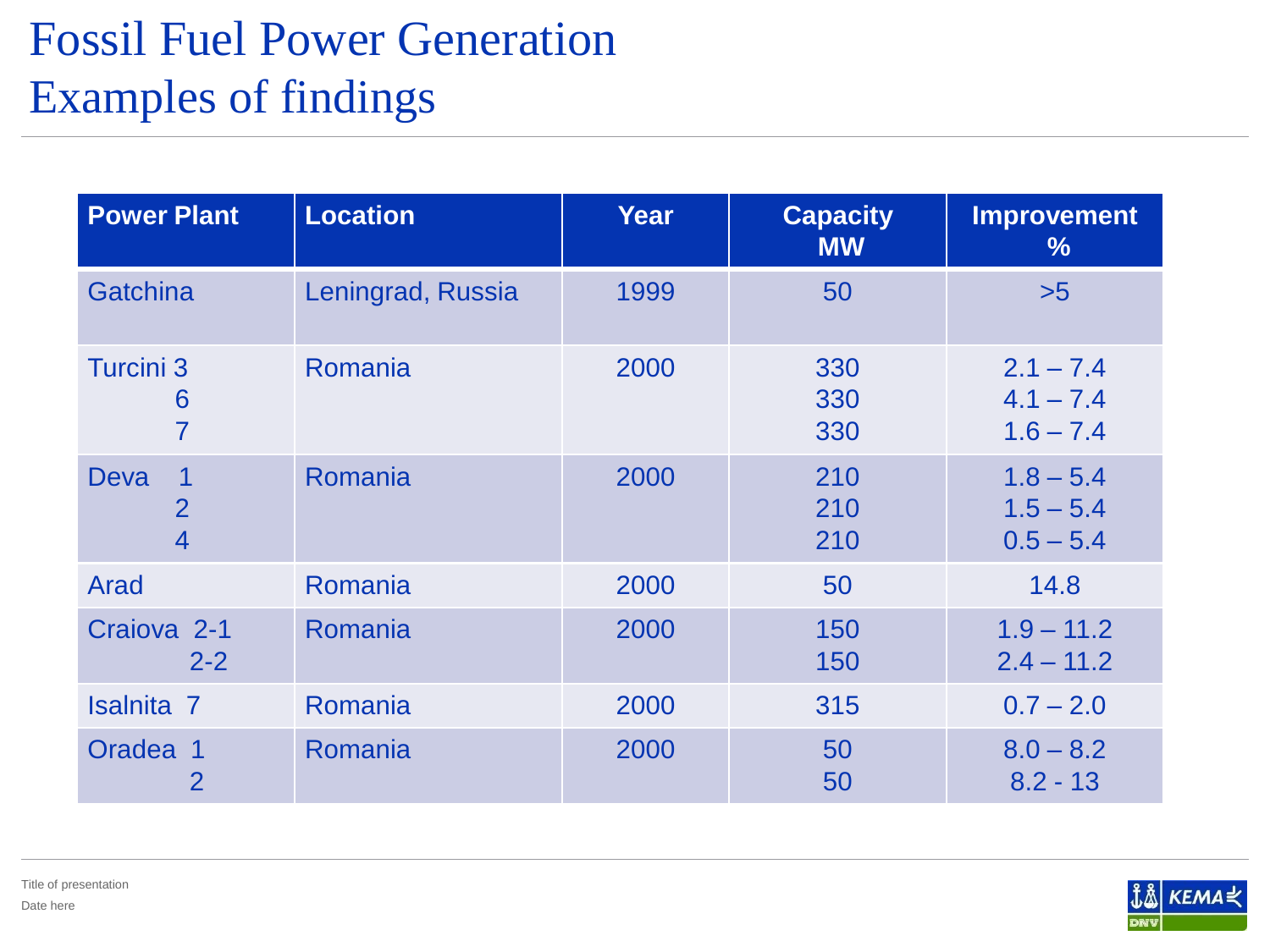# Fossil Fuel Power Generation
## Examples of findings

| Power Plant | Location | Year | Capacity MW | Improvement % |
|---|---|---|---|---|
| Gatchina | Leningrad, Russia | 1999 | 50 | >5 |
| Turcini 3<br>6<br>7 | Romania | 2000 | 330<br>330<br>330 | 2.1 – 7.4<br>4.1 – 7.4<br>1.6 – 7.4 |
| Deva 1<br>2<br>4 | Romania | 2000 | 210<br>210<br>210 | 1.8 – 5.4<br>1.5 – 5.4<br>0.5 – 5.4 |
| Arad | Romania | 2000 | 50 | 14.8 |
| Craiova 2-1<br>2-2 | Romania | 2000 | 150<br>150 | 1.9 – 11.2<br>2.4 – 11.2 |
| Isalnita 7 | Romania | 2000 | 315 | 0.7 – 2.0 |
| Oradea 1<br>2 | Romania | 2000 | 50<br>50 | 8.0 – 8.2<br>8.2 - 13 |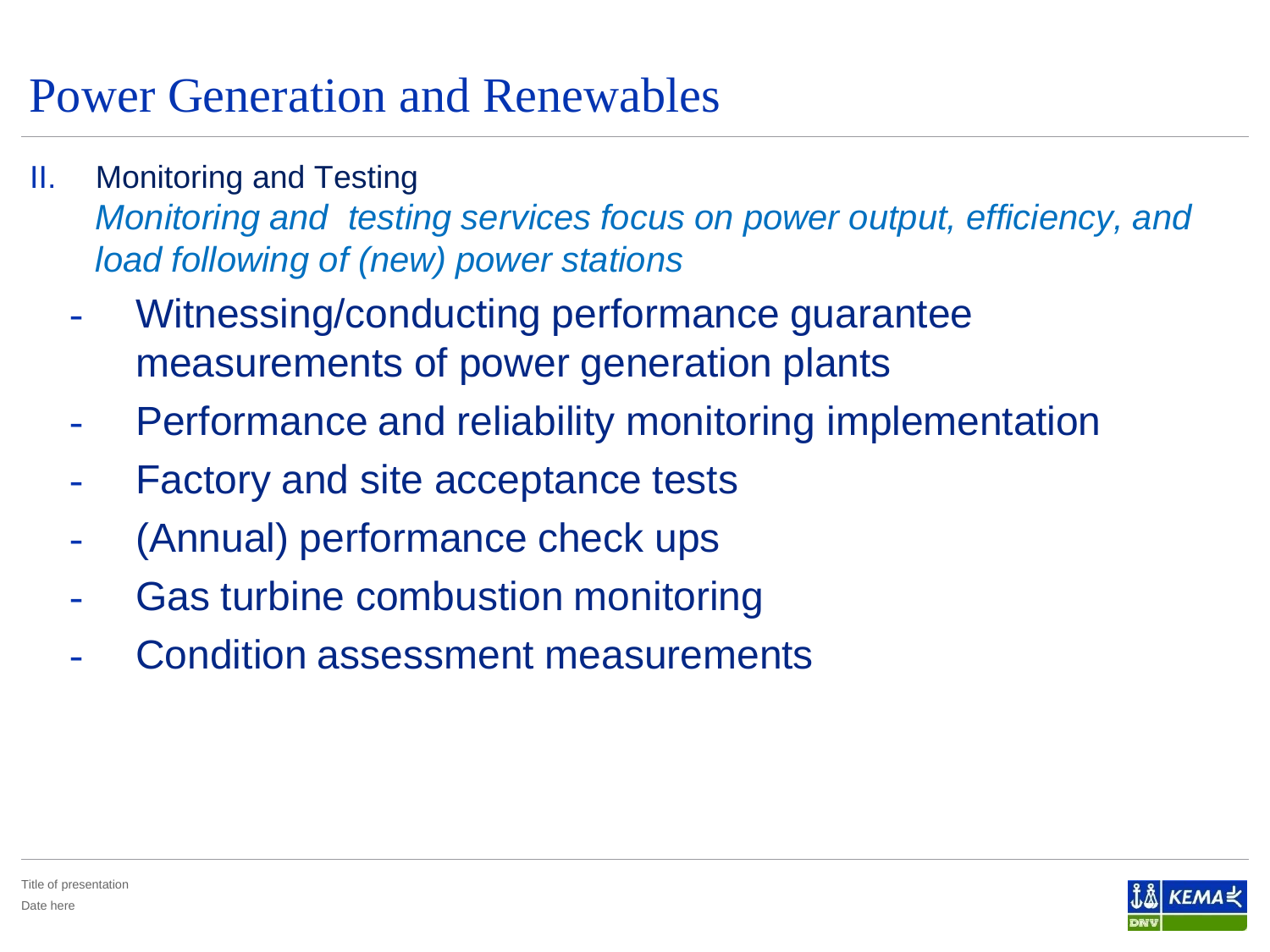# Power Generation and Renewables

II. Monitoring and Testing

*Monitoring and testing services focus on power output, efficiency, and load following of (new) power stations*

- Witnessing/conducting performance guarantee measurements of power generation plants
- Performance and reliability monitoring implementation
- Factory and site acceptance tests
- (Annual) performance check ups
- Gas turbine combustion monitoring
- Condition assessment measurements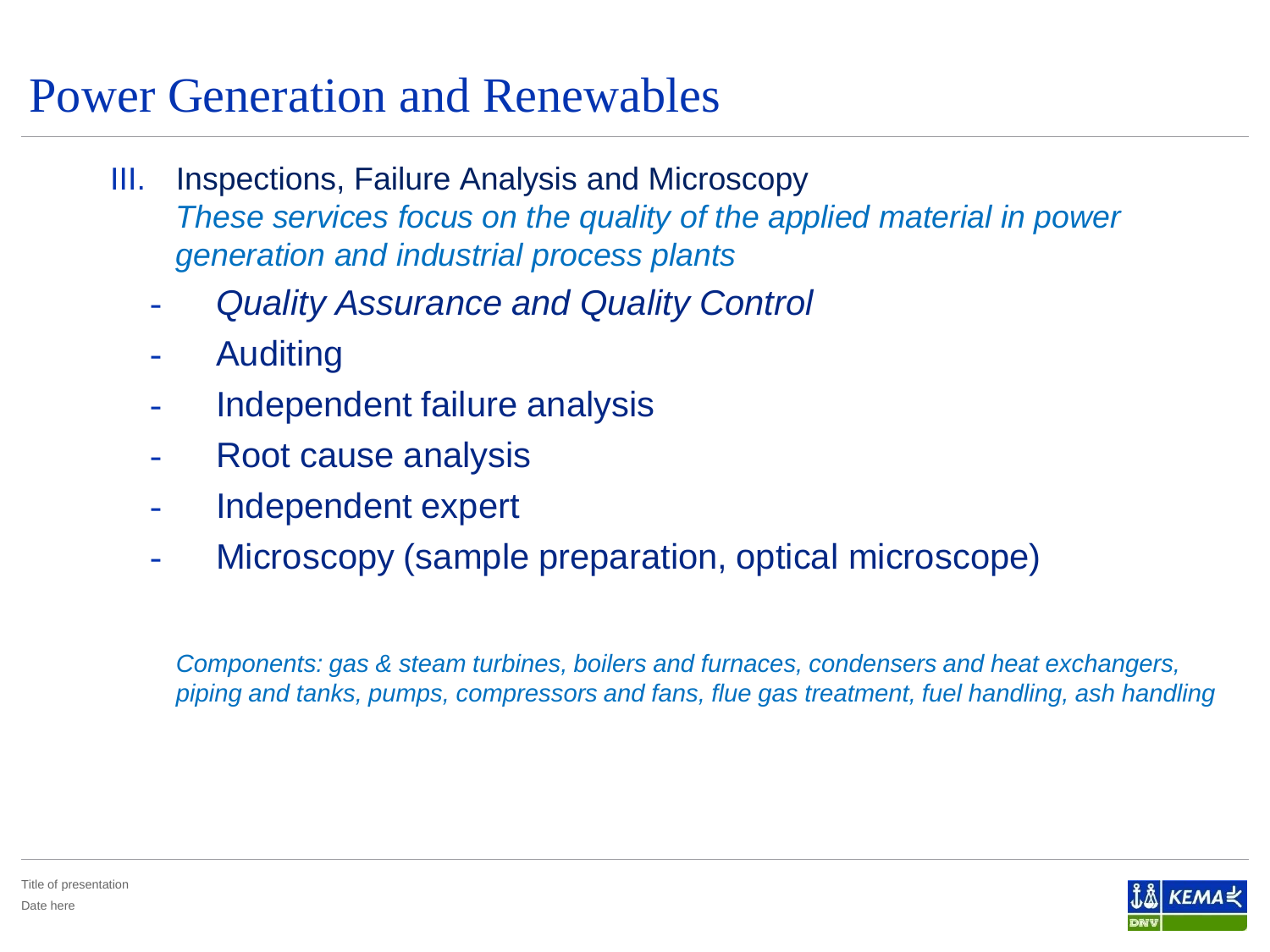# Power Generation and Renewables

III. Inspections, Failure Analysis and Microscopy
*These services focus on the quality of the applied material in power generation and industrial process plants*

- *Quality Assurance and Quality Control*
- Auditing
- Independent failure analysis
- Root cause analysis
- Independent expert
- Microscopy (sample preparation, optical microscope)

*Components: gas & steam turbines, boilers and furnaces, condensers and heat exchangers, piping and tanks, pumps, compressors and fans, flue gas treatment, fuel handling, ash handling*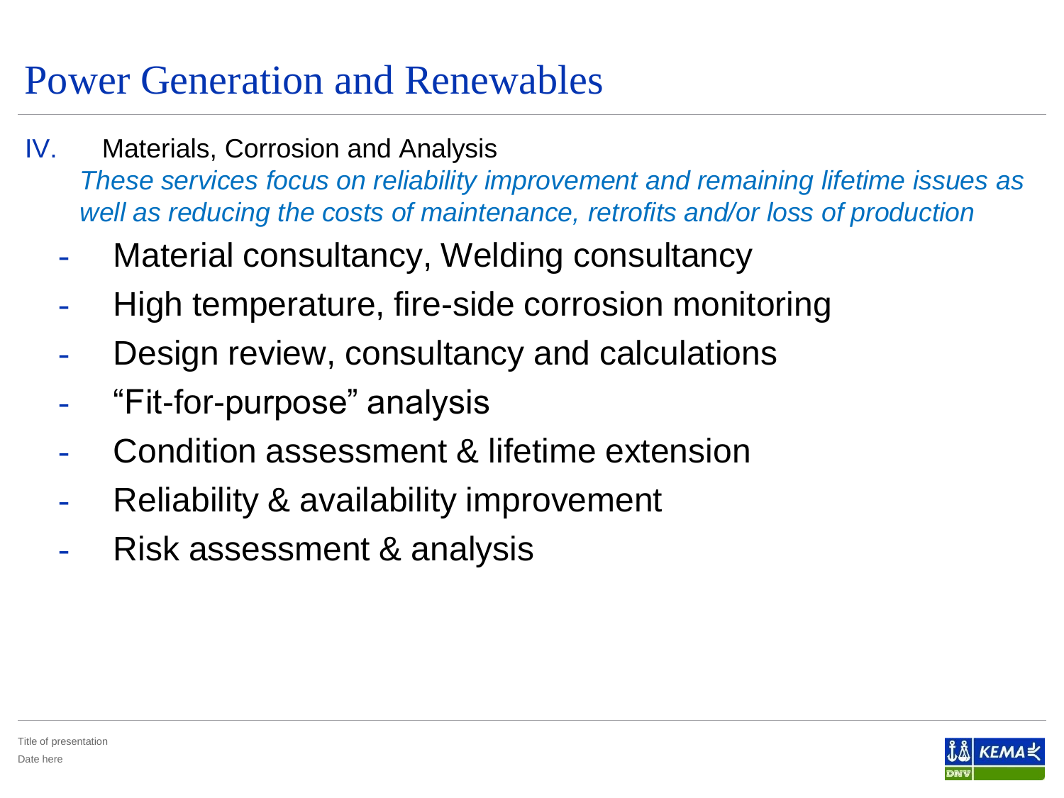# Power Generation and Renewables

IV. Materials, Corrosion and Analysis

*These services focus on reliability improvement and remaining lifetime issues as well as reducing the costs of maintenance, retrofits and/or loss of production*

- Material consultancy, Welding consultancy
- High temperature, fire-side corrosion monitoring
- Design review, consultancy and calculations
- "Fit-for-purpose" analysis
- Condition assessment & lifetime extension
- Reliability & availability improvement
- Risk assessment & analysis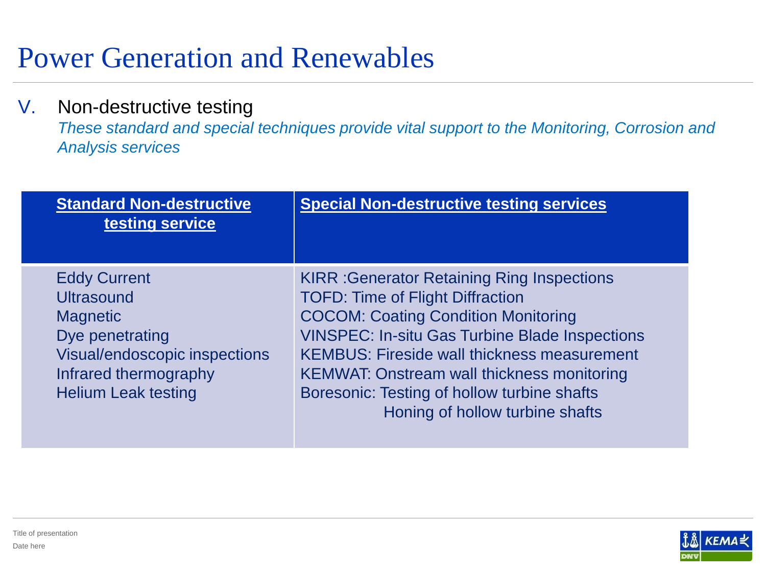# Power Generation and Renewables

V. Non-destructive testing

*These standard and special techniques provide vital support to the Monitoring, Corrosion and Analysis services*

| **Standard Non-destructive testing service** | **Special Non-destructive testing services** |
|---|---|
| Eddy Current<br>Ultrasound<br>Magnetic<br>Dye penetrating<br>Visual/endoscopic inspections<br>Infrared thermography<br>Helium Leak testing | KIRR :Generator Retaining Ring Inspections<br>TOFD: Time of Flight Diffraction<br>COCOM: Coating Condition Monitoring<br>VINSPEC: In-situ Gas Turbine Blade Inspections<br>KEMBUS: Fireside wall thickness measurement<br>KEMWAT: Onstream wall thickness monitoring<br>Boresonic: Testing of hollow turbine shafts<br>Honing of hollow turbine shafts |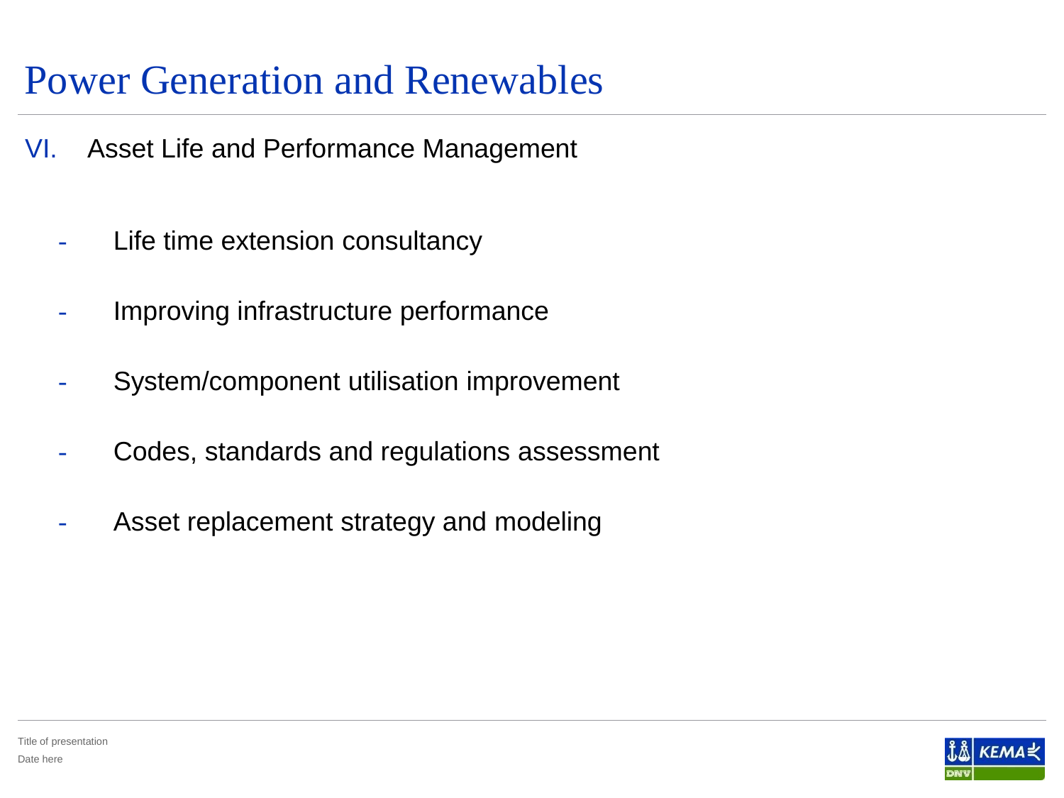# Power Generation and Renewables

VI. Asset Life and Performance Management

- Life time extension consultancy
- Improving infrastructure performance
- System/component utilisation improvement
- Codes, standards and regulations assessment
- Asset replacement strategy and modeling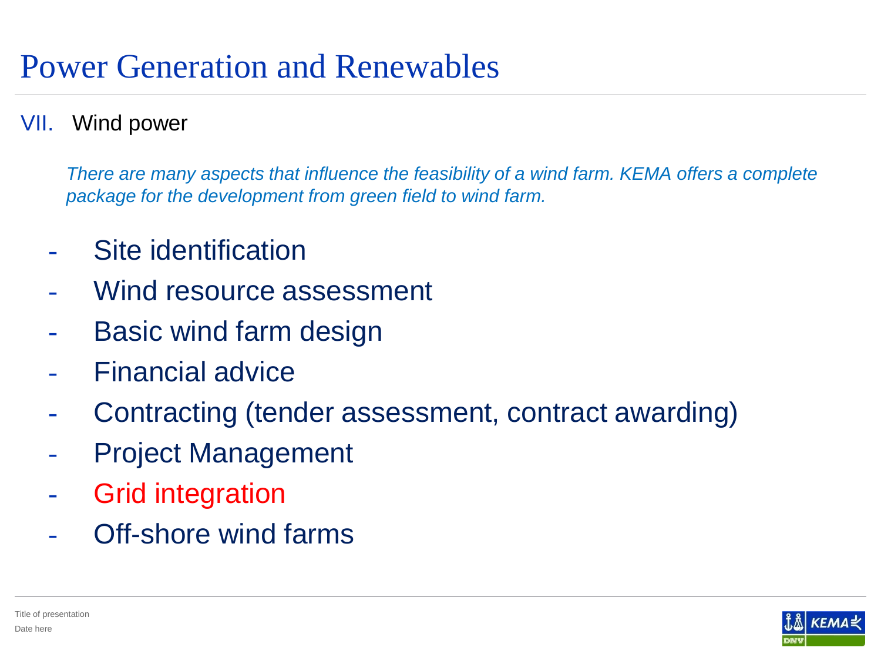# Power Generation and Renewables

VII. Wind power

*There are many aspects that influence the feasibility of a wind farm. KEMA offers a complete package for the development from green field to wind farm.*

- Site identification
- Wind resource assessment
- Basic wind farm design
- Financial advice
- Contracting (tender assessment, contract awarding)
- Project Management
- Grid integration
- Off-shore wind farms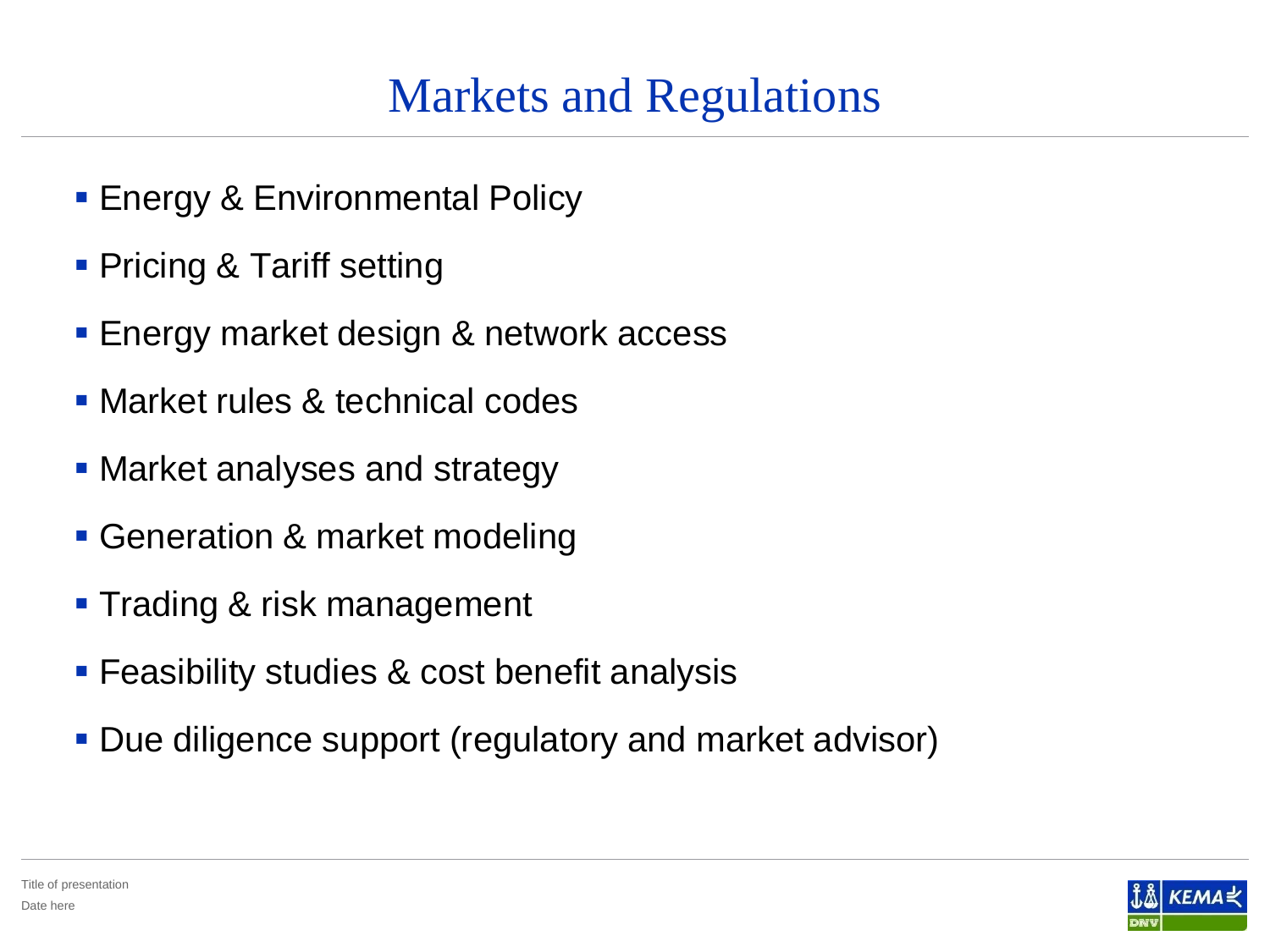# Markets and Regulations

- Energy & Environmental Policy
- Pricing & Tariff setting
- Energy market design & network access
- Market rules & technical codes
- Market analyses and strategy
- Generation & market modeling
- Trading & risk management
- Feasibility studies & cost benefit analysis
- Due diligence support (regulatory and market advisor)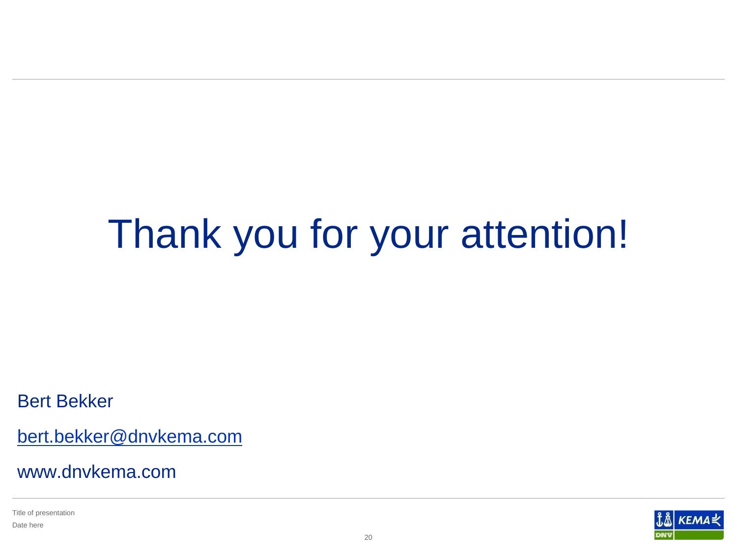# Thank you for your attention!

Bert Bekker

bert.bekker@dnvkema.com

www.dnvkema.com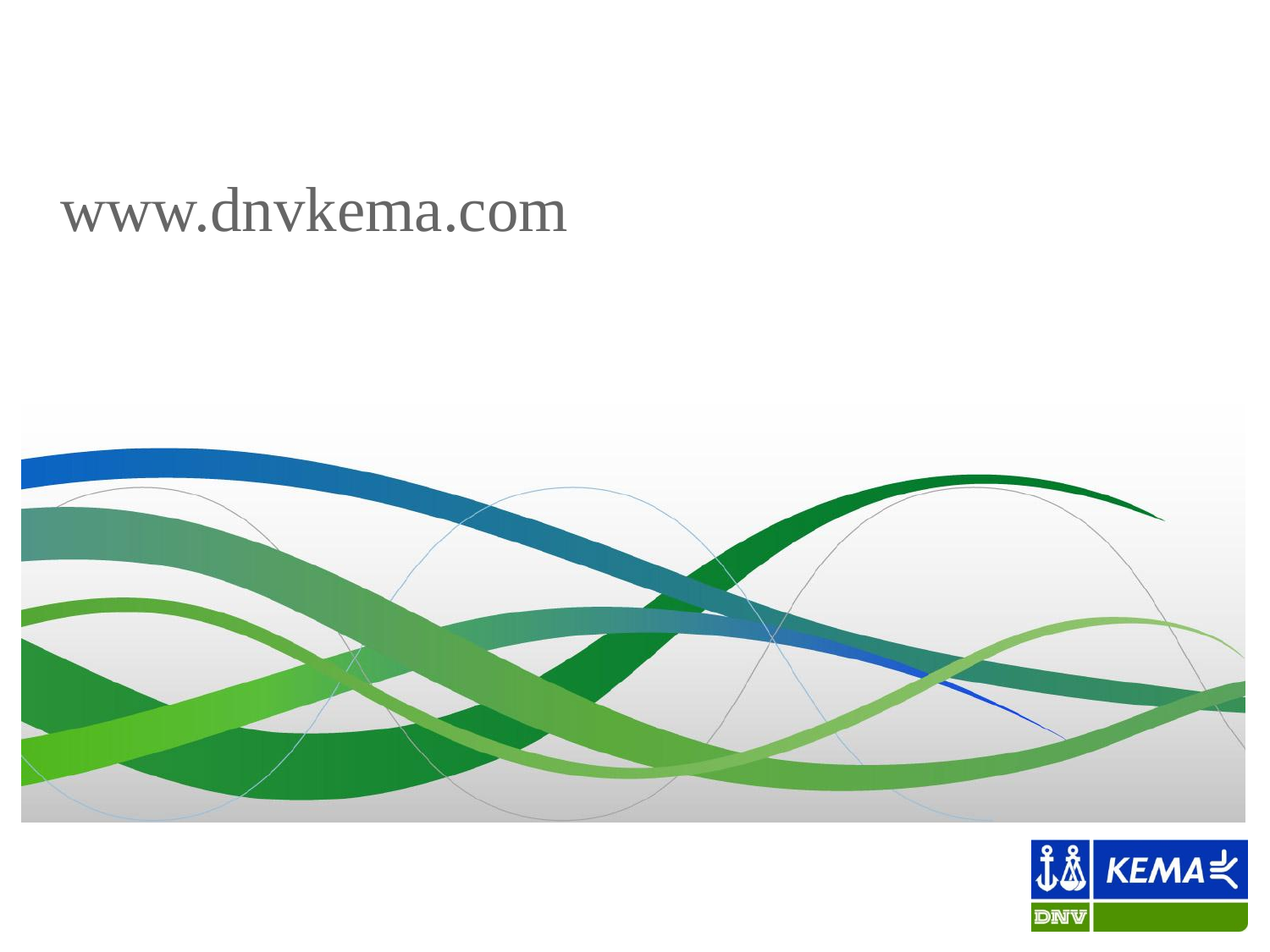www.dnvkema.com